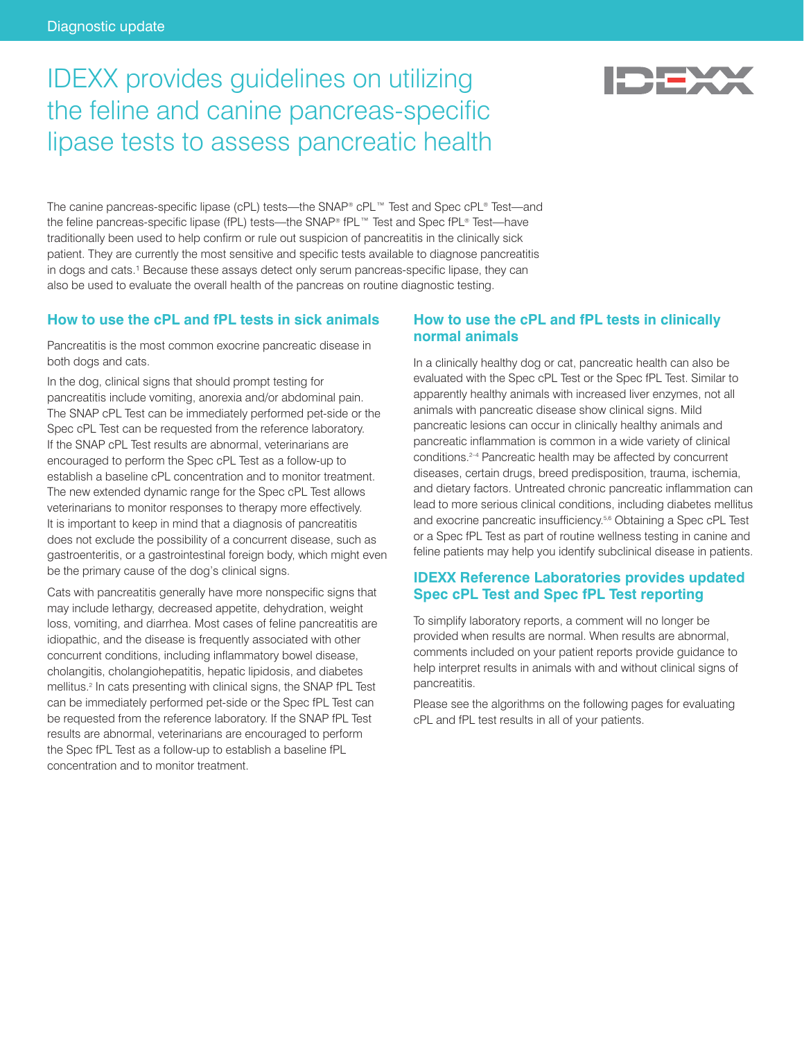Diagnostic update

# IDEXX provides guidelines on utilizing the feline and canine pancreas-specific lipase tests to assess pancreatic health

The canine pancreas-specific lipase (cPL) tests—the SNAP® cPL™ Test and Spec cPL® Test—and the feline pancreas-specific lipase (fPL) tests—the SNAP® fPL™ Test and Spec fPL® Test—have traditionally been used to help confirm or rule out suspicion of pancreatitis in the clinically sick patient. They are currently the most sensitive and specific tests available to diagnose pancreatitis in dogs and cats.[1] Because these assays detect only serum pancreas-specific lipase, they can also be used to evaluate the overall health of the pancreas on routine diagnostic testing.

## How to use the cPL and fPL tests in sick animals

Pancreatitis is the most common exocrine pancreatic disease in both dogs and cats.

In the dog, clinical signs that should prompt testing for pancreatitis include vomiting, anorexia and/or abdominal pain. The SNAP cPL Test can be immediately performed pet-side or the Spec cPL Test can be requested from the reference laboratory. If the SNAP cPL Test results are abnormal, veterinarians are encouraged to perform the Spec cPL Test as a follow-up to establish a baseline cPL concentration and to monitor treatment. The new extended dynamic range for the Spec cPL Test allows veterinarians to monitor responses to therapy more effectively. It is important to keep in mind that a diagnosis of pancreatitis does not exclude the possibility of a concurrent disease, such as gastroenteritis, or a gastrointestinal foreign body, which might even be the primary cause of the dog's clinical signs.

Cats with pancreatitis generally have more nonspecific signs that may include lethargy, decreased appetite, dehydration, weight loss, vomiting, and diarrhea. Most cases of feline pancreatitis are idiopathic, and the disease is frequently associated with other concurrent conditions, including inflammatory bowel disease, cholangitis, cholangiohepatitis, hepatic lipidosis, and diabetes mellitus.[2] In cats presenting with clinical signs, the SNAP fPL Test can be immediately performed pet-side or the Spec fPL Test can be requested from the reference laboratory. If the SNAP fPL Test results are abnormal, veterinarians are encouraged to perform the Spec fPL Test as a follow-up to establish a baseline fPL concentration and to monitor treatment.

## How to use the cPL and fPL tests in clinically normal animals

In a clinically healthy dog or cat, pancreatic health can also be evaluated with the Spec cPL Test or the Spec fPL Test. Similar to apparently healthy animals with increased liver enzymes, not all animals with pancreatic disease show clinical signs. Mild pancreatic lesions can occur in clinically healthy animals and pancreatic inflammation is common in a wide variety of clinical conditions.[2–4] Pancreatic health may be affected by concurrent diseases, certain drugs, breed predisposition, trauma, ischemia, and dietary factors. Untreated chronic pancreatic inflammation can lead to more serious clinical conditions, including diabetes mellitus and exocrine pancreatic insufficiency.[5,6] Obtaining a Spec cPL Test or a Spec fPL Test as part of routine wellness testing in canine and feline patients may help you identify subclinical disease in patients.

## IDEXX Reference Laboratories provides updated Spec cPL Test and Spec fPL Test reporting

To simplify laboratory reports, a comment will no longer be provided when results are normal. When results are abnormal, comments included on your patient reports provide guidance to help interpret results in animals with and without clinical signs of pancreatitis.

Please see the algorithms on the following pages for evaluating cPL and fPL test results in all of your patients.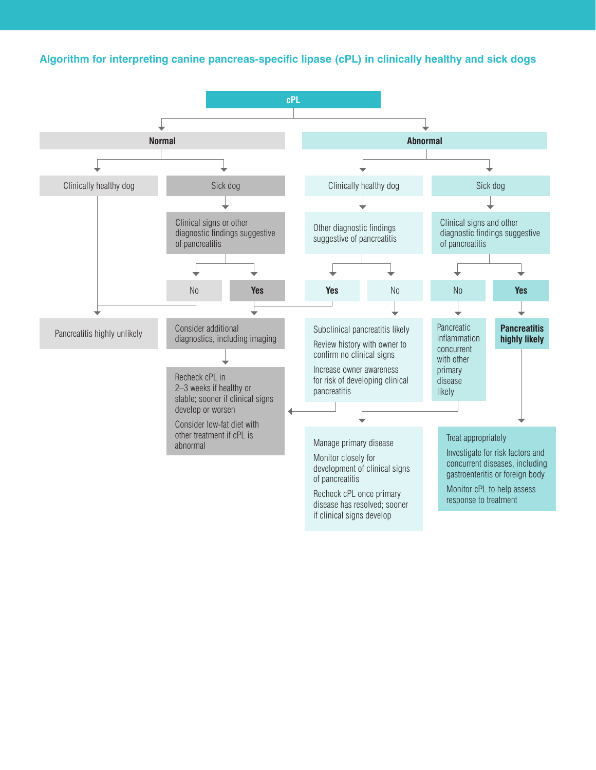## Algorithm for interpreting canine pancreas-specific lipase (cPL) in clinically healthy and sick dogs

**cPL**

- **Normal**
  - Clinically healthy dog
    - → Pancreatitis highly unlikely
  - Sick dog
    - Clinical signs or other diagnostic findings suggestive of pancreatitis
      - No → Pancreatitis highly unlikely
      - **Yes** → Consider additional diagnostics, including imaging
        - → Recheck cPL in 2–3 weeks if healthy or stable; sooner if clinical signs develop or worsen
          Consider low-fat diet with other treatment if cPL is abnormal
- **Abnormal**
  - Clinically healthy dog
    - Other diagnostic findings suggestive of pancreatitis
      - **Yes** → Consider additional diagnostics, including imaging
      - No → Subclinical pancreatitis likely
        Review history with owner to confirm no clinical signs
        Increase owner awareness for risk of developing clinical pancreatitis
        - → Recheck cPL in 2–3 weeks if healthy or stable; sooner if clinical signs develop or worsen
          Consider low-fat diet with other treatment if cPL is abnormal
  - Sick dog
    - Clinical signs and other diagnostic findings suggestive of pancreatitis
      - No → Pancreatic inflammation concurrent with other primary disease likely
        - → Manage primary disease
          Monitor closely for development of clinical signs of pancreatitis
          Recheck cPL once primary disease has resolved; sooner if clinical signs develop
      - **Yes** → **Pancreatitis highly likely**
        - → Treat appropriately
          Investigate for risk factors and concurrent diseases, including gastroenteritis or foreign body
          Monitor cPL to help assess response to treatment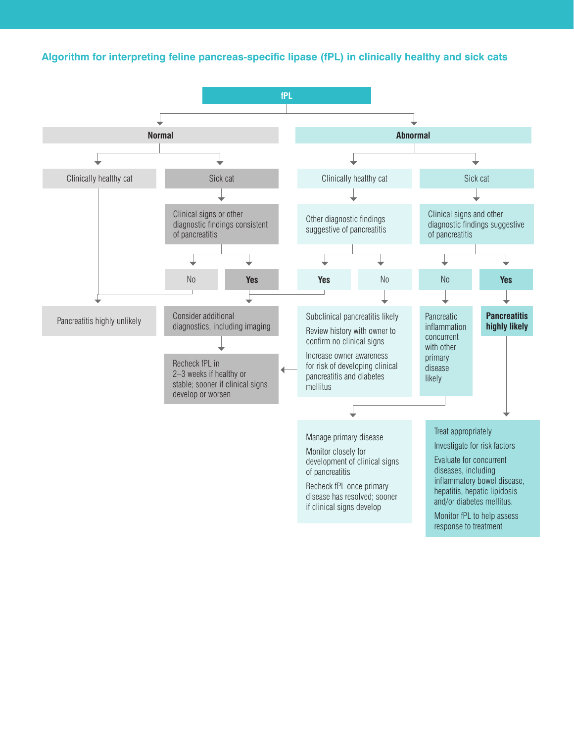## Algorithm for interpreting feline pancreas-specific lipase (fPL) in clinically healthy and sick cats

**fPL**

- **Normal**
  - Clinically healthy cat
    - → Pancreatitis highly unlikely
  - Sick cat
    - Clinical signs or other diagnostic findings consistent of pancreatitis
      - No → Pancreatitis highly unlikely
      - **Yes** → Consider additional diagnostics, including imaging
        - → Recheck fPL in 2–3 weeks if healthy or stable; sooner if clinical signs develop or worsen
- **Abnormal**
  - Clinically healthy cat
    - Other diagnostic findings suggestive of pancreatitis
      - **Yes** → Consider additional diagnostics, including imaging
      - No → Subclinical pancreatitis likely
        - Review history with owner to confirm no clinical signs
        - Increase owner awareness for risk of developing clinical pancreatitis and diabetes mellitus
        - → Recheck fPL in 2–3 weeks if healthy or stable; sooner if clinical signs develop or worsen
  - Sick cat
    - Clinical signs and other diagnostic findings suggestive of pancreatitis
      - No → Pancreatic inflammation concurrent with other primary disease likely
        - → Manage primary disease
          - Monitor closely for development of clinical signs of pancreatitis
          - Recheck fPL once primary disease has resolved; sooner if clinical signs develop
      - **Yes** → **Pancreatitis highly likely**
        - → Treat appropriately
          - Investigate for risk factors
          - Evaluate for concurrent diseases, including inflammatory bowel disease, hepatitis, hepatic lipidosis and/or diabetes mellitus.
          - Monitor fPL to help assess response to treatment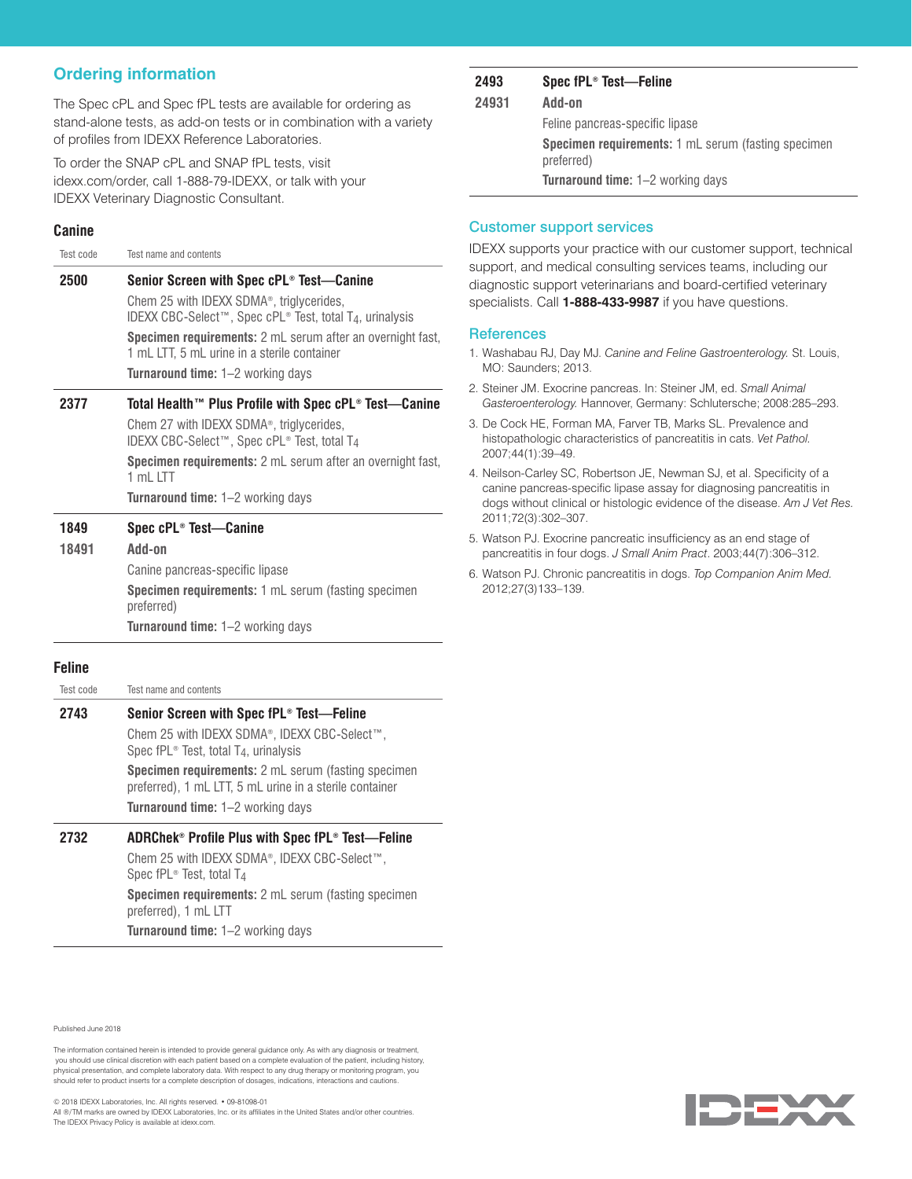## Ordering information

The Spec cPL and Spec fPL tests are available for ordering as stand-alone tests, as add-on tests or in combination with a variety of profiles from IDEXX Reference Laboratories.

To order the SNAP cPL and SNAP fPL tests, visit idexx.com/order, call 1-888-79-IDEXX, or talk with your IDEXX Veterinary Diagnostic Consultant.

### Canine

| Test code | Test name and contents |
| --- | --- |
| **2500** | **Senior Screen with Spec cPL® Test—Canine**<br>Chem 25 with IDEXX SDMA®, triglycerides, IDEXX CBC-Select™, Spec cPL® Test, total $T_4$, urinalysis<br>**Specimen requirements:** 2 mL serum after an overnight fast, 1 mL LTT, 5 mL urine in a sterile container<br>**Turnaround time:** 1–2 working days |
| **2377** | **Total Health™ Plus Profile with Spec cPL® Test—Canine**<br>Chem 27 with IDEXX SDMA®, triglycerides, IDEXX CBC-Select™, Spec cPL® Test, total $T_4$<br>**Specimen requirements:** 2 mL serum after an overnight fast, 1 mL LTT<br>**Turnaround time:** 1–2 working days |
| **1849**<br>**18491** | **Spec cPL® Test—Canine**<br>**Add-on**<br>Canine pancreas-specific lipase<br>**Specimen requirements:** 1 mL serum (fasting specimen preferred)<br>**Turnaround time:** 1–2 working days |

### Feline

| Test code | Test name and contents |
| --- | --- |
| **2743** | **Senior Screen with Spec fPL® Test—Feline**<br>Chem 25 with IDEXX SDMA®, IDEXX CBC-Select™, Spec fPL® Test, total $T_4$, urinalysis<br>**Specimen requirements:** 2 mL serum (fasting specimen preferred), 1 mL LTT, 5 mL urine in a sterile container<br>**Turnaround time:** 1–2 working days |
| **2732** | **ADRChek® Profile Plus with Spec fPL® Test—Feline**<br>Chem 25 with IDEXX SDMA®, IDEXX CBC-Select™, Spec fPL® Test, total $T_4$<br>**Specimen requirements:** 2 mL serum (fasting specimen preferred), 1 mL LTT<br>**Turnaround time:** 1–2 working days |
| **2493**<br>**24931** | **Spec fPL® Test—Feline**<br>**Add-on**<br>Feline pancreas-specific lipase<br>**Specimen requirements:** 1 mL serum (fasting specimen preferred)<br>**Turnaround time:** 1–2 working days |

## Customer support services

IDEXX supports your practice with our customer support, technical support, and medical consulting services teams, including our diagnostic support veterinarians and board-certified veterinary specialists. Call **1-888-433-9987** if you have questions.

## References

1. Washabau RJ, Day MJ. *Canine and Feline Gastroenterology.* St. Louis, MO: Saunders; 2013.
2. Steiner JM. Exocrine pancreas. In: Steiner JM, ed. *Small Animal Gasteroenterology.* Hannover, Germany: Schlutersche; 2008:285–293.
3. De Cock HE, Forman MA, Farver TB, Marks SL. Prevalence and histopathologic characteristics of pancreatitis in cats. *Vet Pathol.* 2007;44(1):39–49.
4. Neilson-Carley SC, Robertson JE, Newman SJ, et al. Specificity of a canine pancreas-specific lipase assay for diagnosing pancreatitis in dogs without clinical or histologic evidence of the disease. *Am J Vet Res.* 2011;72(3):302–307.
5. Watson PJ. Exocrine pancreatic insufficiency as an end stage of pancreatitis in four dogs. *J Small Anim Pract*. 2003;44(7):306–312.
6. Watson PJ. Chronic pancreatitis in dogs. *Top Companion Anim Med.* 2012;27(3)133–139.

Published June 2018

The information contained herein is intended to provide general guidance only. As with any diagnosis or treatment, you should use clinical discretion with each patient based on a complete evaluation of the patient, including history, physical presentation, and complete laboratory data. With respect to any drug therapy or monitoring program, you should refer to product inserts for a complete description of dosages, indications, interactions and cautions.

© 2018 IDEXX Laboratories, Inc. All rights reserved. • 09-81098-01
All ®/TM marks are owned by IDEXX Laboratories, Inc. or its affiliates in the United States and/or other countries.
The IDEXX Privacy Policy is available at idexx.com.

IDEXX